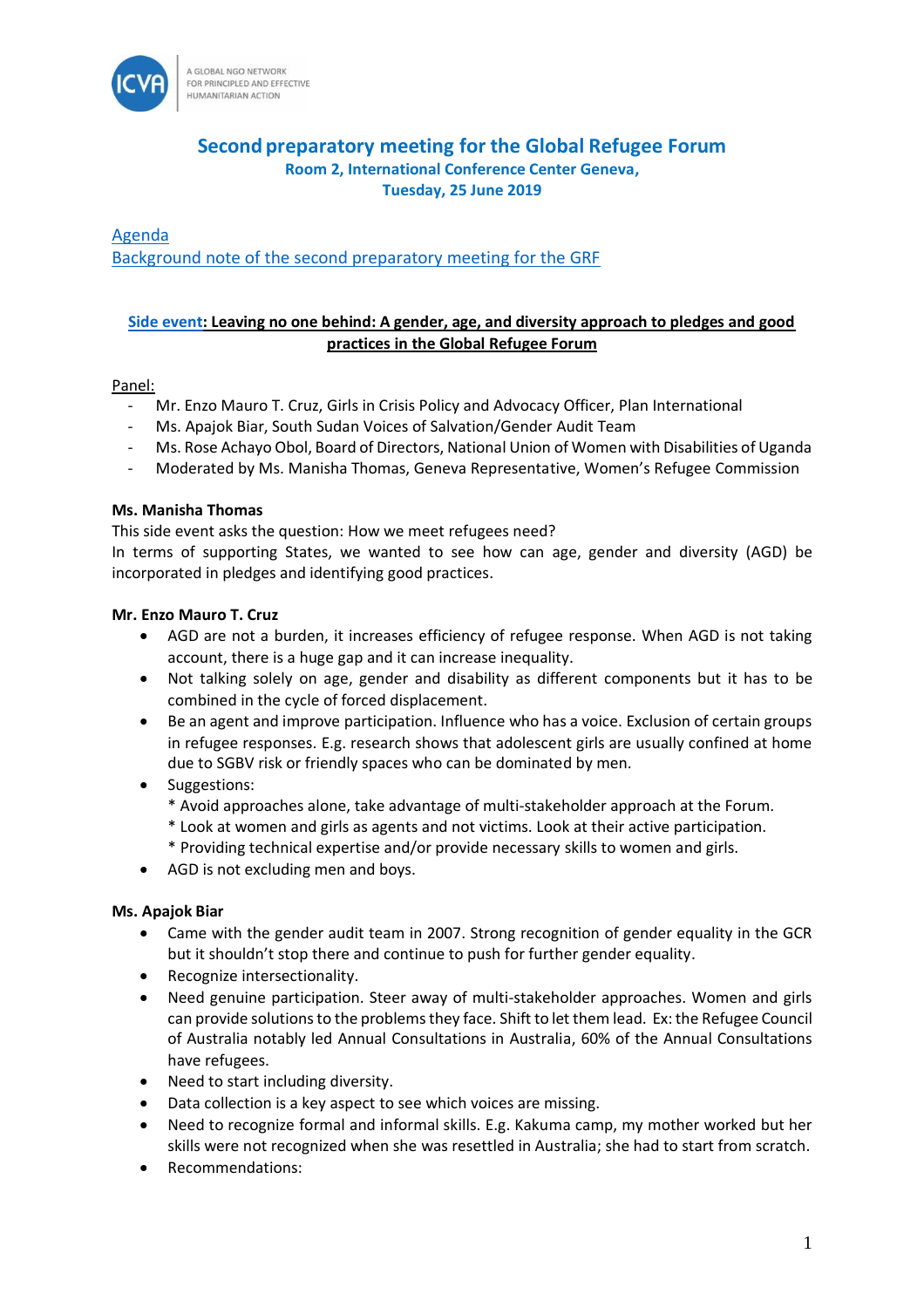# Second preparatory meeting for the Global Refugee Forum

**Room 2, International Conference Center Geneva,**
**Tuesday, 25 June 2019**

Agenda
Background note of the second preparatory meeting for the GRF

## Side event: Leaving no one behind: A gender, age, and diversity approach to pledges and good practices in the Global Refugee Forum

Panel:

- Mr. Enzo Mauro T. Cruz, Girls in Crisis Policy and Advocacy Officer, Plan International
- Ms. Apajok Biar, South Sudan Voices of Salvation/Gender Audit Team
- Ms. Rose Achayo Obol, Board of Directors, National Union of Women with Disabilities of Uganda
- Moderated by Ms. Manisha Thomas, Geneva Representative, Women's Refugee Commission

**Ms. Manisha Thomas**

This side event asks the question: How we meet refugees need?
In terms of supporting States, we wanted to see how can age, gender and diversity (AGD) be incorporated in pledges and identifying good practices.

**Mr. Enzo Mauro T. Cruz**

- AGD are not a burden, it increases efficiency of refugee response. When AGD is not taking account, there is a huge gap and it can increase inequality.
- Not talking solely on age, gender and disability as different components but it has to be combined in the cycle of forced displacement.
- Be an agent and improve participation. Influence who has a voice. Exclusion of certain groups in refugee responses. E.g. research shows that adolescent girls are usually confined at home due to SGBV risk or friendly spaces who can be dominated by men.
- Suggestions:
  * Avoid approaches alone, take advantage of multi-stakeholder approach at the Forum.
  * Look at women and girls as agents and not victims. Look at their active participation.
  * Providing technical expertise and/or provide necessary skills to women and girls.
- AGD is not excluding men and boys.

**Ms. Apajok Biar**

- Came with the gender audit team in 2007. Strong recognition of gender equality in the GCR but it shouldn't stop there and continue to push for further gender equality.
- Recognize intersectionality.
- Need genuine participation. Steer away of multi-stakeholder approaches. Women and girls can provide solutions to the problems they face. Shift to let them lead. Ex: the Refugee Council of Australia notably led Annual Consultations in Australia, 60% of the Annual Consultations have refugees.
- Need to start including diversity.
- Data collection is a key aspect to see which voices are missing.
- Need to recognize formal and informal skills. E.g. Kakuma camp, my mother worked but her skills were not recognized when she was resettled in Australia; she had to start from scratch.
- Recommendations: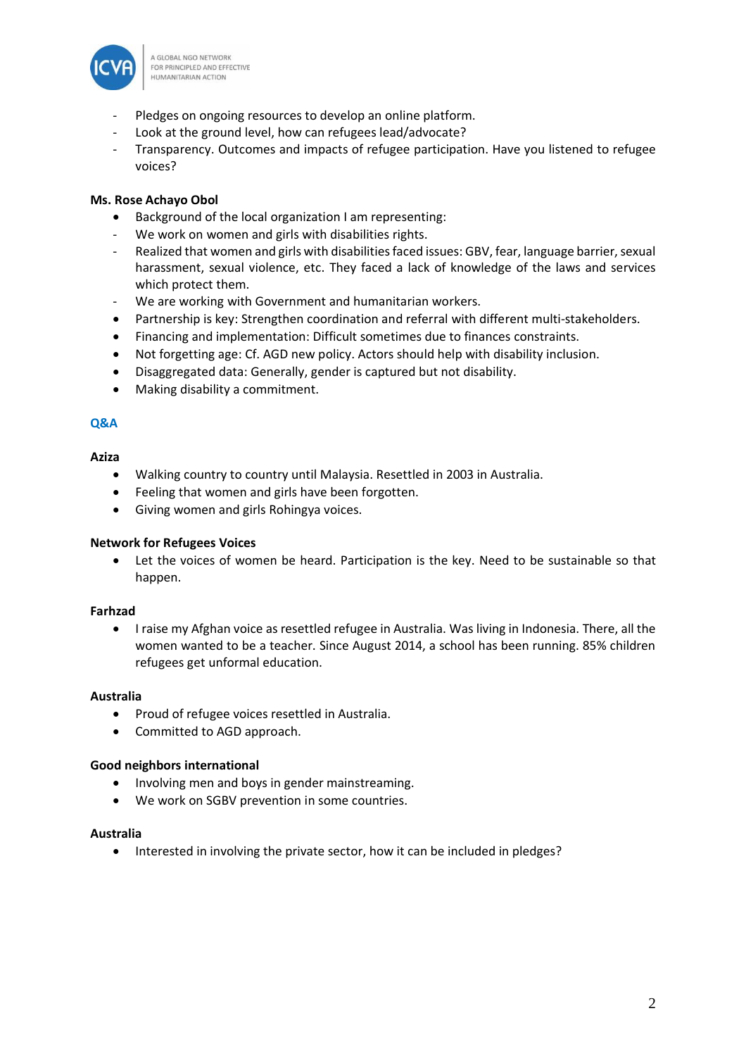- Pledges on ongoing resources to develop an online platform.
- Look at the ground level, how can refugees lead/advocate?
- Transparency. Outcomes and impacts of refugee participation. Have you listened to refugee voices?

**Ms. Rose Achayo Obol**

- Background of the local organization I am representing:
  - We work on women and girls with disabilities rights.
  - Realized that women and girls with disabilities faced issues: GBV, fear, language barrier, sexual harassment, sexual violence, etc. They faced a lack of knowledge of the laws and services which protect them.
  - We are working with Government and humanitarian workers.
- Partnership is key: Strengthen coordination and referral with different multi-stakeholders.
- Financing and implementation: Difficult sometimes due to finances constraints.
- Not forgetting age: Cf. AGD new policy. Actors should help with disability inclusion.
- Disaggregated data: Generally, gender is captured but not disability.
- Making disability a commitment.

## Q&A

**Aziza**

- Walking country to country until Malaysia. Resettled in 2003 in Australia.
- Feeling that women and girls have been forgotten.
- Giving women and girls Rohingya voices.

**Network for Refugees Voices**

- Let the voices of women be heard. Participation is the key. Need to be sustainable so that happen.

**Farhzad**

- I raise my Afghan voice as resettled refugee in Australia. Was living in Indonesia. There, all the women wanted to be a teacher. Since August 2014, a school has been running. 85% children refugees get unformal education.

**Australia**

- Proud of refugee voices resettled in Australia.
- Committed to AGD approach.

**Good neighbors international**

- Involving men and boys in gender mainstreaming.
- We work on SGBV prevention in some countries.

**Australia**

- Interested in involving the private sector, how it can be included in pledges?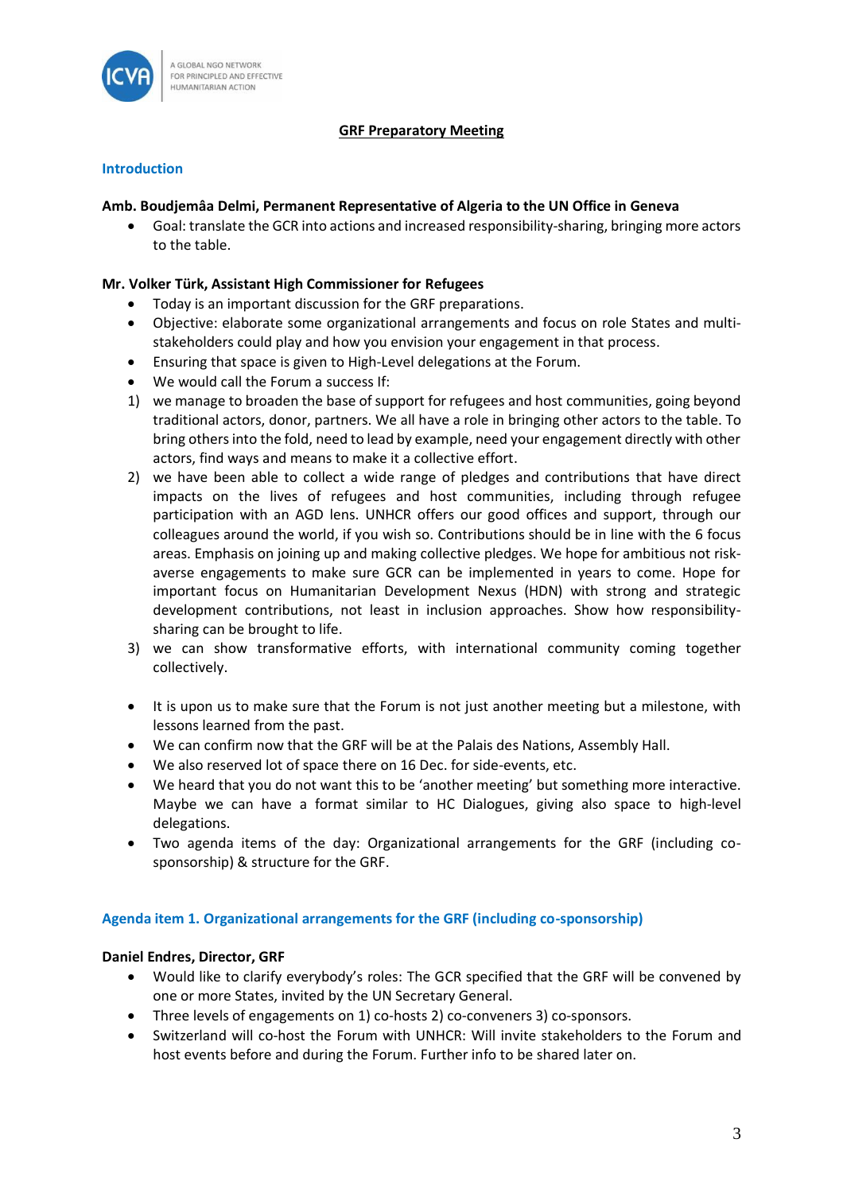## GRF Preparatory Meeting

### Introduction

**Amb. Boudjemâa Delmi, Permanent Representative of Algeria to the UN Office in Geneva**

- Goal: translate the GCR into actions and increased responsibility-sharing, bringing more actors to the table.

**Mr. Volker Türk, Assistant High Commissioner for Refugees**

- Today is an important discussion for the GRF preparations.
- Objective: elaborate some organizational arrangements and focus on role States and multi-stakeholders could play and how you envision your engagement in that process.
- Ensuring that space is given to High-Level delegations at the Forum.
- We would call the Forum a success If:

1) we manage to broaden the base of support for refugees and host communities, going beyond traditional actors, donor, partners. We all have a role in bringing other actors to the table. To bring others into the fold, need to lead by example, need your engagement directly with other actors, find ways and means to make it a collective effort.
2) we have been able to collect a wide range of pledges and contributions that have direct impacts on the lives of refugees and host communities, including through refugee participation with an AGD lens. UNHCR offers our good offices and support, through our colleagues around the world, if you wish so. Contributions should be in line with the 6 focus areas. Emphasis on joining up and making collective pledges. We hope for ambitious not risk-averse engagements to make sure GCR can be implemented in years to come. Hope for important focus on Humanitarian Development Nexus (HDN) with strong and strategic development contributions, not least in inclusion approaches. Show how responsibility-sharing can be brought to life.
3) we can show transformative efforts, with international community coming together collectively.

- It is upon us to make sure that the Forum is not just another meeting but a milestone, with lessons learned from the past.
- We can confirm now that the GRF will be at the Palais des Nations, Assembly Hall.
- We also reserved lot of space there on 16 Dec. for side-events, etc.
- We heard that you do not want this to be 'another meeting' but something more interactive. Maybe we can have a format similar to HC Dialogues, giving also space to high-level delegations.
- Two agenda items of the day: Organizational arrangements for the GRF (including co-sponsorship) & structure for the GRF.

### Agenda item 1. Organizational arrangements for the GRF (including co-sponsorship)

**Daniel Endres, Director, GRF**

- Would like to clarify everybody's roles: The GCR specified that the GRF will be convened by one or more States, invited by the UN Secretary General.
- Three levels of engagements on 1) co-hosts 2) co-conveners 3) co-sponsors.
- Switzerland will co-host the Forum with UNHCR: Will invite stakeholders to the Forum and host events before and during the Forum. Further info to be shared later on.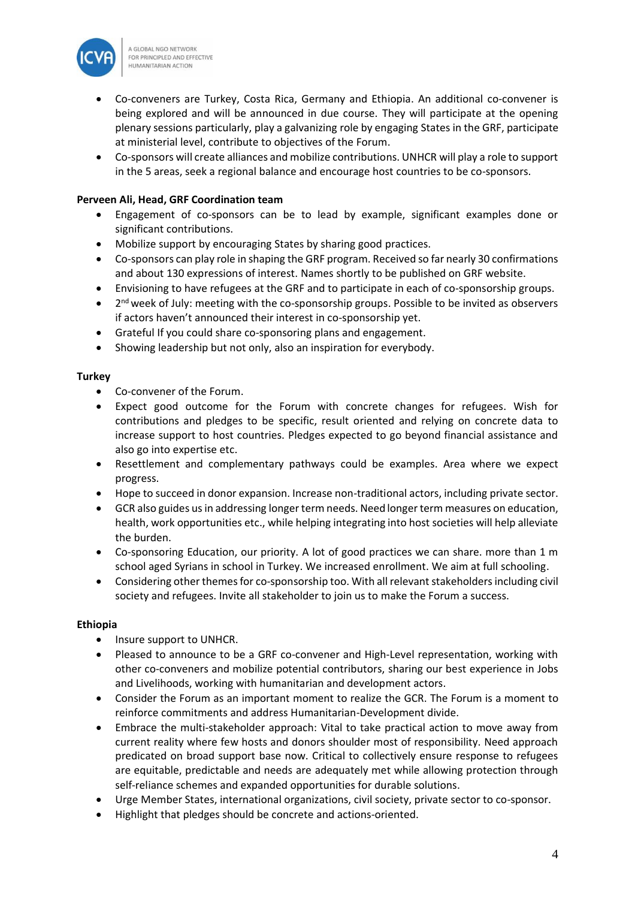- Co-conveners are Turkey, Costa Rica, Germany and Ethiopia. An additional co-convener is being explored and will be announced in due course. They will participate at the opening plenary sessions particularly, play a galvanizing role by engaging States in the GRF, participate at ministerial level, contribute to objectives of the Forum.
- Co-sponsors will create alliances and mobilize contributions. UNHCR will play a role to support in the 5 areas, seek a regional balance and encourage host countries to be co-sponsors.

**Perveen Ali, Head, GRF Coordination team**

- Engagement of co-sponsors can be to lead by example, significant examples done or significant contributions.
- Mobilize support by encouraging States by sharing good practices.
- Co-sponsors can play role in shaping the GRF program. Received so far nearly 30 confirmations and about 130 expressions of interest. Names shortly to be published on GRF website.
- Envisioning to have refugees at the GRF and to participate in each of co-sponsorship groups.
- 2nd week of July: meeting with the co-sponsorship groups. Possible to be invited as observers if actors haven't announced their interest in co-sponsorship yet.
- Grateful If you could share co-sponsoring plans and engagement.
- Showing leadership but not only, also an inspiration for everybody.

**Turkey**

- Co-convener of the Forum.
- Expect good outcome for the Forum with concrete changes for refugees. Wish for contributions and pledges to be specific, result oriented and relying on concrete data to increase support to host countries. Pledges expected to go beyond financial assistance and also go into expertise etc.
- Resettlement and complementary pathways could be examples. Area where we expect progress.
- Hope to succeed in donor expansion. Increase non-traditional actors, including private sector.
- GCR also guides us in addressing longer term needs. Need longer term measures on education, health, work opportunities etc., while helping integrating into host societies will help alleviate the burden.
- Co-sponsoring Education, our priority. A lot of good practices we can share. more than 1 m school aged Syrians in school in Turkey. We increased enrollment. We aim at full schooling.
- Considering other themes for co-sponsorship too. With all relevant stakeholders including civil society and refugees. Invite all stakeholder to join us to make the Forum a success.

**Ethiopia**

- Insure support to UNHCR.
- Pleased to announce to be a GRF co-convener and High-Level representation, working with other co-conveners and mobilize potential contributors, sharing our best experience in Jobs and Livelihoods, working with humanitarian and development actors.
- Consider the Forum as an important moment to realize the GCR. The Forum is a moment to reinforce commitments and address Humanitarian-Development divide.
- Embrace the multi-stakeholder approach: Vital to take practical action to move away from current reality where few hosts and donors shoulder most of responsibility. Need approach predicated on broad support base now. Critical to collectively ensure response to refugees are equitable, predictable and needs are adequately met while allowing protection through self-reliance schemes and expanded opportunities for durable solutions.
- Urge Member States, international organizations, civil society, private sector to co-sponsor.
- Highlight that pledges should be concrete and actions-oriented.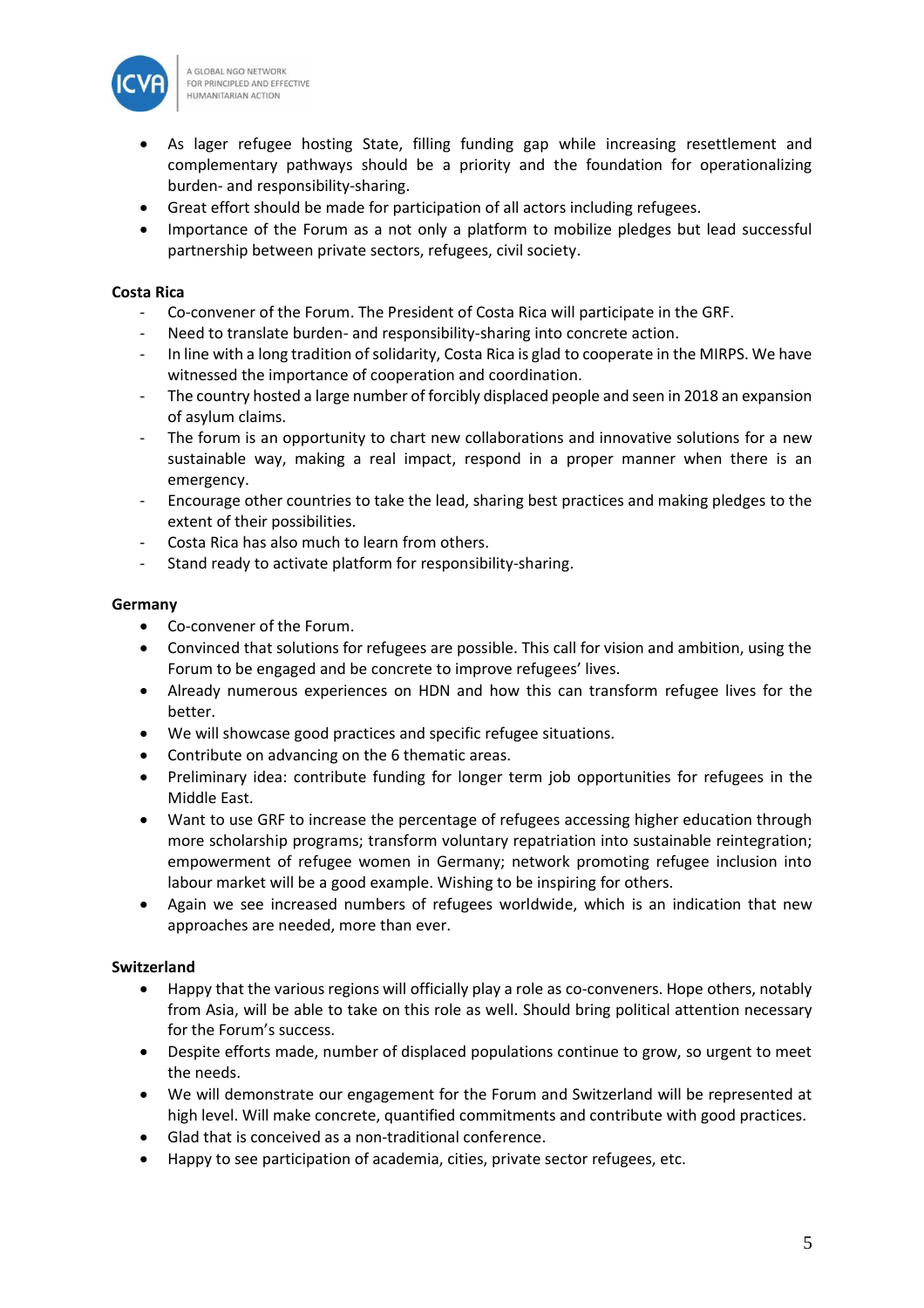- As lager refugee hosting State, filling funding gap while increasing resettlement and complementary pathways should be a priority and the foundation for operationalizing burden- and responsibility-sharing.
- Great effort should be made for participation of all actors including refugees.
- Importance of the Forum as a not only a platform to mobilize pledges but lead successful partnership between private sectors, refugees, civil society.

**Costa Rica**

- Co-convener of the Forum. The President of Costa Rica will participate in the GRF.
- Need to translate burden- and responsibility-sharing into concrete action.
- In line with a long tradition of solidarity, Costa Rica is glad to cooperate in the MIRPS. We have witnessed the importance of cooperation and coordination.
- The country hosted a large number of forcibly displaced people and seen in 2018 an expansion of asylum claims.
- The forum is an opportunity to chart new collaborations and innovative solutions for a new sustainable way, making a real impact, respond in a proper manner when there is an emergency.
- Encourage other countries to take the lead, sharing best practices and making pledges to the extent of their possibilities.
- Costa Rica has also much to learn from others.
- Stand ready to activate platform for responsibility-sharing.

**Germany**

- Co-convener of the Forum.
- Convinced that solutions for refugees are possible. This call for vision and ambition, using the Forum to be engaged and be concrete to improve refugees' lives.
- Already numerous experiences on HDN and how this can transform refugee lives for the better.
- We will showcase good practices and specific refugee situations.
- Contribute on advancing on the 6 thematic areas.
- Preliminary idea: contribute funding for longer term job opportunities for refugees in the Middle East.
- Want to use GRF to increase the percentage of refugees accessing higher education through more scholarship programs; transform voluntary repatriation into sustainable reintegration; empowerment of refugee women in Germany; network promoting refugee inclusion into labour market will be a good example. Wishing to be inspiring for others.
- Again we see increased numbers of refugees worldwide, which is an indication that new approaches are needed, more than ever.

**Switzerland**

- Happy that the various regions will officially play a role as co-conveners. Hope others, notably from Asia, will be able to take on this role as well. Should bring political attention necessary for the Forum's success.
- Despite efforts made, number of displaced populations continue to grow, so urgent to meet the needs.
- We will demonstrate our engagement for the Forum and Switzerland will be represented at high level. Will make concrete, quantified commitments and contribute with good practices.
- Glad that is conceived as a non-traditional conference.
- Happy to see participation of academia, cities, private sector refugees, etc.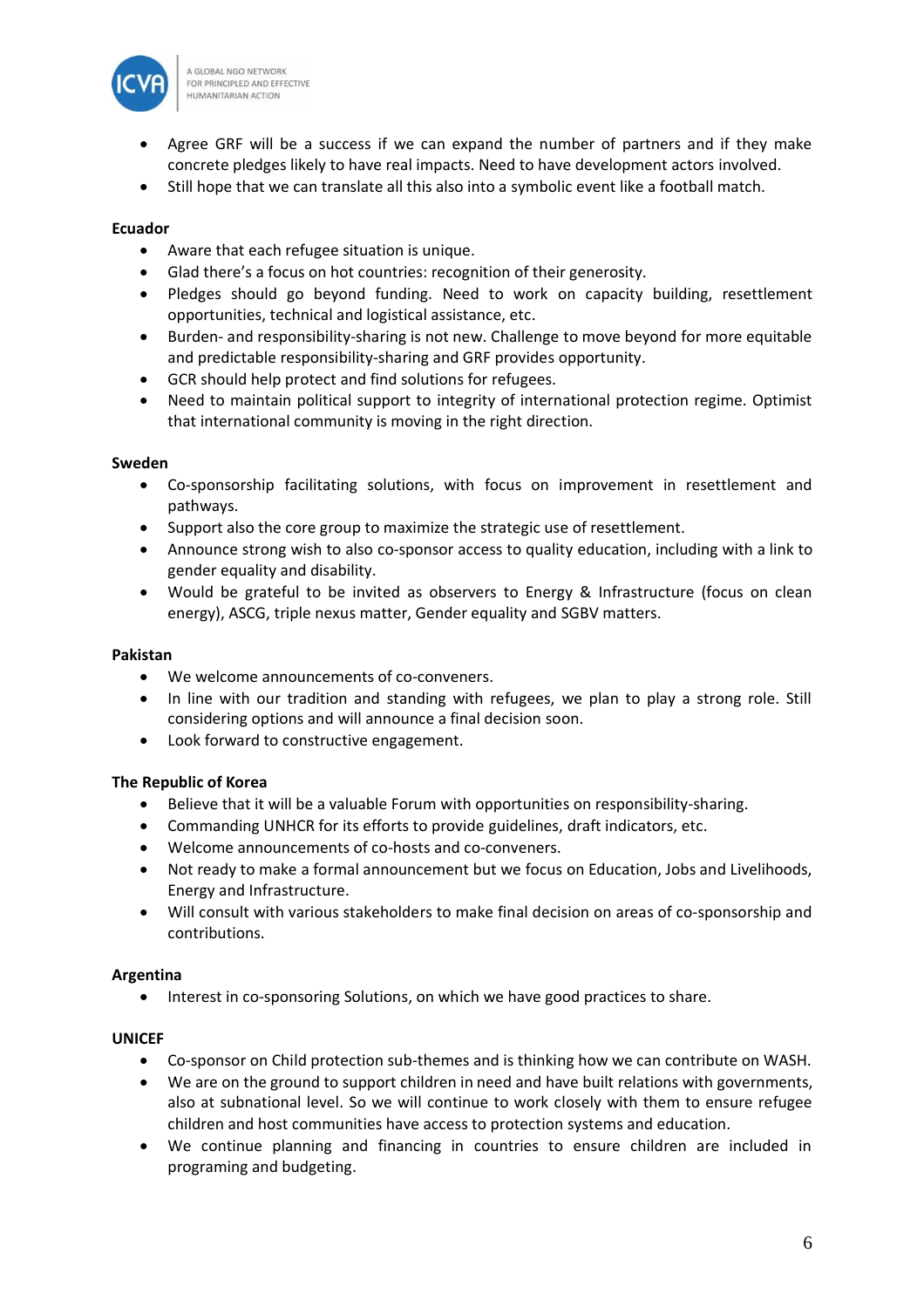- Agree GRF will be a success if we can expand the number of partners and if they make concrete pledges likely to have real impacts. Need to have development actors involved.
- Still hope that we can translate all this also into a symbolic event like a football match.

**Ecuador**

- Aware that each refugee situation is unique.
- Glad there's a focus on hot countries: recognition of their generosity.
- Pledges should go beyond funding. Need to work on capacity building, resettlement opportunities, technical and logistical assistance, etc.
- Burden- and responsibility-sharing is not new. Challenge to move beyond for more equitable and predictable responsibility-sharing and GRF provides opportunity.
- GCR should help protect and find solutions for refugees.
- Need to maintain political support to integrity of international protection regime. Optimist that international community is moving in the right direction.

**Sweden**

- Co-sponsorship facilitating solutions, with focus on improvement in resettlement and pathways.
- Support also the core group to maximize the strategic use of resettlement.
- Announce strong wish to also co-sponsor access to quality education, including with a link to gender equality and disability.
- Would be grateful to be invited as observers to Energy & Infrastructure (focus on clean energy), ASCG, triple nexus matter, Gender equality and SGBV matters.

**Pakistan**

- We welcome announcements of co-conveners.
- In line with our tradition and standing with refugees, we plan to play a strong role. Still considering options and will announce a final decision soon.
- Look forward to constructive engagement.

**The Republic of Korea**

- Believe that it will be a valuable Forum with opportunities on responsibility-sharing.
- Commanding UNHCR for its efforts to provide guidelines, draft indicators, etc.
- Welcome announcements of co-hosts and co-conveners.
- Not ready to make a formal announcement but we focus on Education, Jobs and Livelihoods, Energy and Infrastructure.
- Will consult with various stakeholders to make final decision on areas of co-sponsorship and contributions.

**Argentina**

- Interest in co-sponsoring Solutions, on which we have good practices to share.

**UNICEF**

- Co-sponsor on Child protection sub-themes and is thinking how we can contribute on WASH.
- We are on the ground to support children in need and have built relations with governments, also at subnational level. So we will continue to work closely with them to ensure refugee children and host communities have access to protection systems and education.
- We continue planning and financing in countries to ensure children are included in programing and budgeting.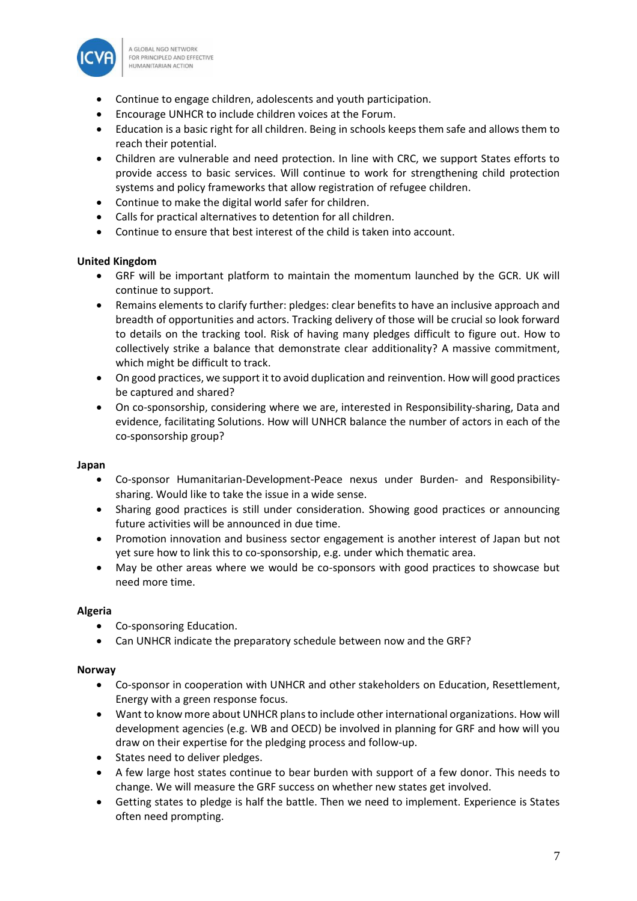- Continue to engage children, adolescents and youth participation.
- Encourage UNHCR to include children voices at the Forum.
- Education is a basic right for all children. Being in schools keeps them safe and allows them to reach their potential.
- Children are vulnerable and need protection. In line with CRC, we support States efforts to provide access to basic services. Will continue to work for strengthening child protection systems and policy frameworks that allow registration of refugee children.
- Continue to make the digital world safer for children.
- Calls for practical alternatives to detention for all children.
- Continue to ensure that best interest of the child is taken into account.

**United Kingdom**

- GRF will be important platform to maintain the momentum launched by the GCR. UK will continue to support.
- Remains elements to clarify further: pledges: clear benefits to have an inclusive approach and breadth of opportunities and actors. Tracking delivery of those will be crucial so look forward to details on the tracking tool. Risk of having many pledges difficult to figure out. How to collectively strike a balance that demonstrate clear additionality? A massive commitment, which might be difficult to track.
- On good practices, we support it to avoid duplication and reinvention. How will good practices be captured and shared?
- On co-sponsorship, considering where we are, interested in Responsibility-sharing, Data and evidence, facilitating Solutions. How will UNHCR balance the number of actors in each of the co-sponsorship group?

**Japan**

- Co-sponsor Humanitarian-Development-Peace nexus under Burden- and Responsibility-sharing. Would like to take the issue in a wide sense.
- Sharing good practices is still under consideration. Showing good practices or announcing future activities will be announced in due time.
- Promotion innovation and business sector engagement is another interest of Japan but not yet sure how to link this to co-sponsorship, e.g. under which thematic area.
- May be other areas where we would be co-sponsors with good practices to showcase but need more time.

**Algeria**

- Co-sponsoring Education.
- Can UNHCR indicate the preparatory schedule between now and the GRF?

**Norway**

- Co-sponsor in cooperation with UNHCR and other stakeholders on Education, Resettlement, Energy with a green response focus.
- Want to know more about UNHCR plans to include other international organizations. How will development agencies (e.g. WB and OECD) be involved in planning for GRF and how will you draw on their expertise for the pledging process and follow-up.
- States need to deliver pledges.
- A few large host states continue to bear burden with support of a few donor. This needs to change. We will measure the GRF success on whether new states get involved.
- Getting states to pledge is half the battle. Then we need to implement. Experience is States often need prompting.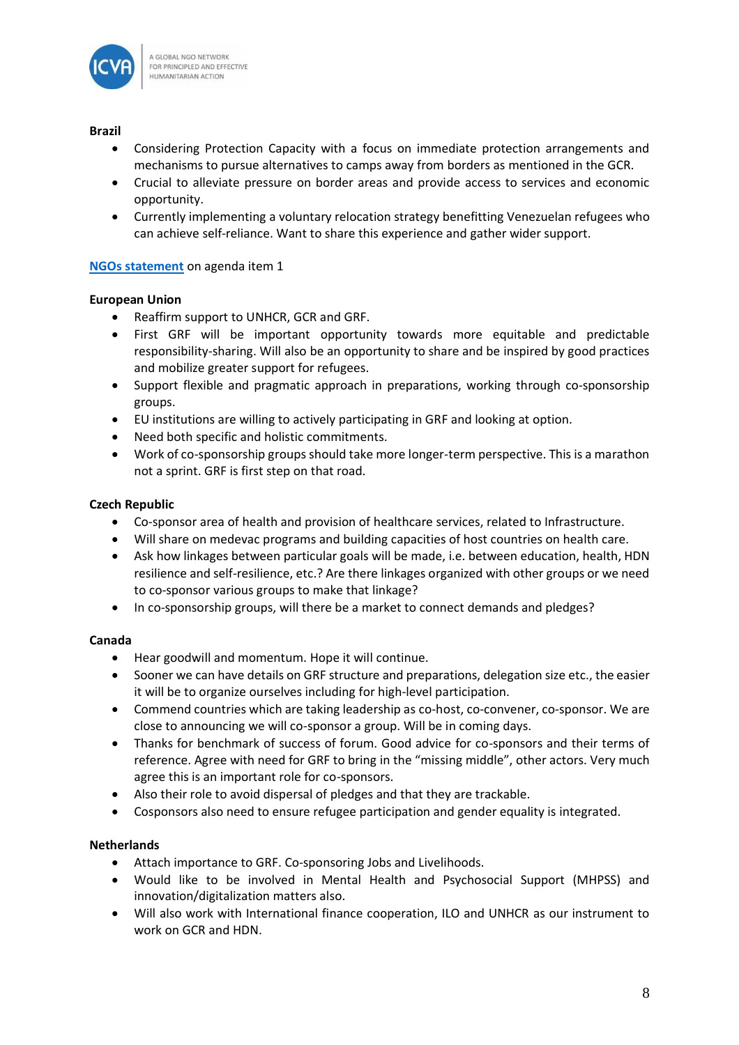**Brazil**

- Considering Protection Capacity with a focus on immediate protection arrangements and mechanisms to pursue alternatives to camps away from borders as mentioned in the GCR.
- Crucial to alleviate pressure on border areas and provide access to services and economic opportunity.
- Currently implementing a voluntary relocation strategy benefitting Venezuelan refugees who can achieve self-reliance. Want to share this experience and gather wider support.

**NGOs statement** on agenda item 1

**European Union**

- Reaffirm support to UNHCR, GCR and GRF.
- First GRF will be important opportunity towards more equitable and predictable responsibility-sharing. Will also be an opportunity to share and be inspired by good practices and mobilize greater support for refugees.
- Support flexible and pragmatic approach in preparations, working through co-sponsorship groups.
- EU institutions are willing to actively participating in GRF and looking at option.
- Need both specific and holistic commitments.
- Work of co-sponsorship groups should take more longer-term perspective. This is a marathon not a sprint. GRF is first step on that road.

**Czech Republic**

- Co-sponsor area of health and provision of healthcare services, related to Infrastructure.
- Will share on medevac programs and building capacities of host countries on health care.
- Ask how linkages between particular goals will be made, i.e. between education, health, HDN resilience and self-resilience, etc.? Are there linkages organized with other groups or we need to co-sponsor various groups to make that linkage?
- In co-sponsorship groups, will there be a market to connect demands and pledges?

**Canada**

- Hear goodwill and momentum. Hope it will continue.
- Sooner we can have details on GRF structure and preparations, delegation size etc., the easier it will be to organize ourselves including for high-level participation.
- Commend countries which are taking leadership as co-host, co-convener, co-sponsor. We are close to announcing we will co-sponsor a group. Will be in coming days.
- Thanks for benchmark of success of forum. Good advice for co-sponsors and their terms of reference. Agree with need for GRF to bring in the "missing middle", other actors. Very much agree this is an important role for co-sponsors.
- Also their role to avoid dispersal of pledges and that they are trackable.
- Cosponsors also need to ensure refugee participation and gender equality is integrated.

**Netherlands**

- Attach importance to GRF. Co-sponsoring Jobs and Livelihoods.
- Would like to be involved in Mental Health and Psychosocial Support (MHPSS) and innovation/digitalization matters also.
- Will also work with International finance cooperation, ILO and UNHCR as our instrument to work on GCR and HDN.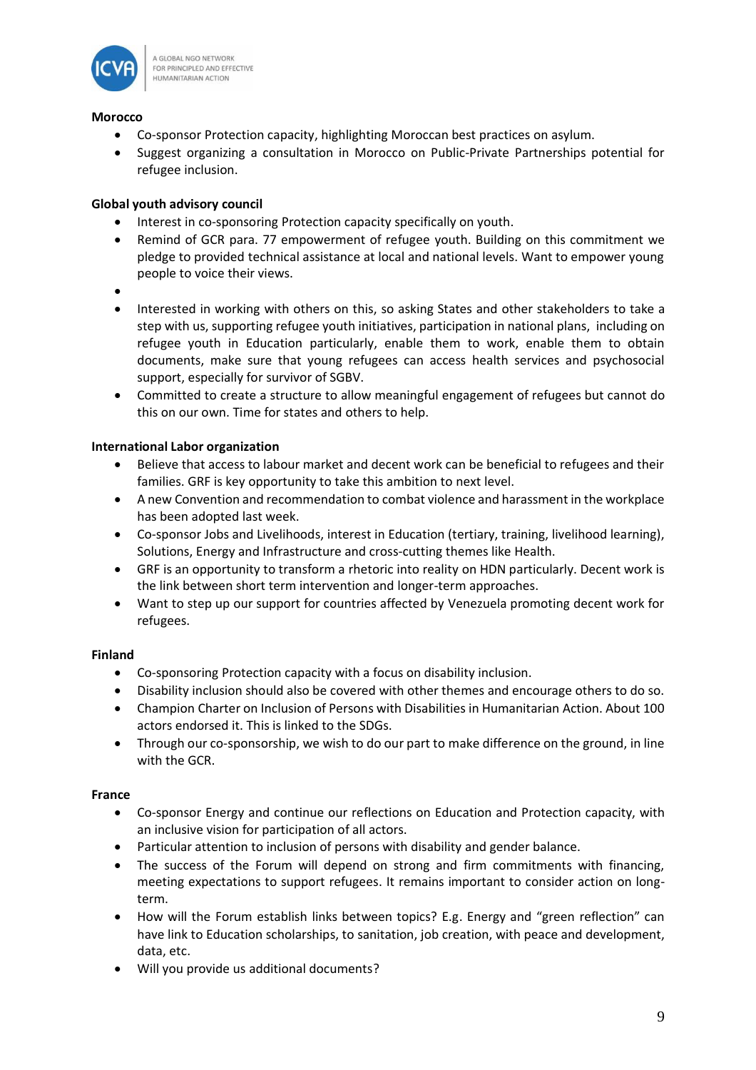**Morocco**

- Co-sponsor Protection capacity, highlighting Moroccan best practices on asylum.
- Suggest organizing a consultation in Morocco on Public-Private Partnerships potential for refugee inclusion.

**Global youth advisory council**

- Interest in co-sponsoring Protection capacity specifically on youth.
- Remind of GCR para. 77 empowerment of refugee youth. Building on this commitment we pledge to provided technical assistance at local and national levels. Want to empower young people to voice their views.
- 
- Interested in working with others on this, so asking States and other stakeholders to take a step with us, supporting refugee youth initiatives, participation in national plans, including on refugee youth in Education particularly, enable them to work, enable them to obtain documents, make sure that young refugees can access health services and psychosocial support, especially for survivor of SGBV.
- Committed to create a structure to allow meaningful engagement of refugees but cannot do this on our own. Time for states and others to help.

**International Labor organization**

- Believe that access to labour market and decent work can be beneficial to refugees and their families. GRF is key opportunity to take this ambition to next level.
- A new Convention and recommendation to combat violence and harassment in the workplace has been adopted last week.
- Co-sponsor Jobs and Livelihoods, interest in Education (tertiary, training, livelihood learning), Solutions, Energy and Infrastructure and cross-cutting themes like Health.
- GRF is an opportunity to transform a rhetoric into reality on HDN particularly. Decent work is the link between short term intervention and longer-term approaches.
- Want to step up our support for countries affected by Venezuela promoting decent work for refugees.

**Finland**

- Co-sponsoring Protection capacity with a focus on disability inclusion.
- Disability inclusion should also be covered with other themes and encourage others to do so.
- Champion Charter on Inclusion of Persons with Disabilities in Humanitarian Action. About 100 actors endorsed it. This is linked to the SDGs.
- Through our co-sponsorship, we wish to do our part to make difference on the ground, in line with the GCR.

**France**

- Co-sponsor Energy and continue our reflections on Education and Protection capacity, with an inclusive vision for participation of all actors.
- Particular attention to inclusion of persons with disability and gender balance.
- The success of the Forum will depend on strong and firm commitments with financing, meeting expectations to support refugees. It remains important to consider action on long-term.
- How will the Forum establish links between topics? E.g. Energy and "green reflection" can have link to Education scholarships, to sanitation, job creation, with peace and development, data, etc.
- Will you provide us additional documents?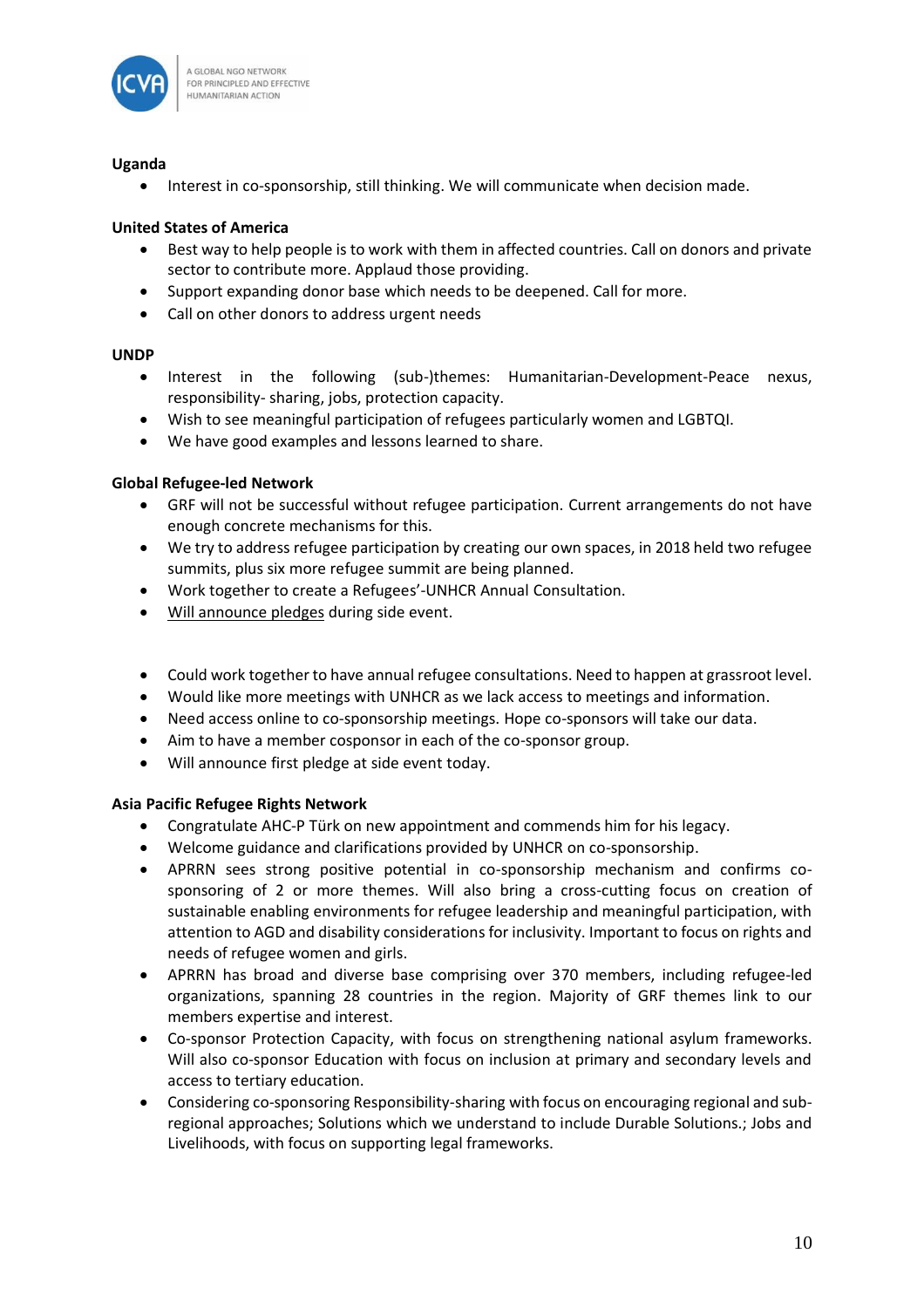**Uganda**

- Interest in co-sponsorship, still thinking. We will communicate when decision made.

**United States of America**

- Best way to help people is to work with them in affected countries. Call on donors and private sector to contribute more. Applaud those providing.
- Support expanding donor base which needs to be deepened. Call for more.
- Call on other donors to address urgent needs

**UNDP**

- Interest in the following (sub-)themes: Humanitarian-Development-Peace nexus, responsibility- sharing, jobs, protection capacity.
- Wish to see meaningful participation of refugees particularly women and LGBTQI.
- We have good examples and lessons learned to share.

**Global Refugee-led Network**

- GRF will not be successful without refugee participation. Current arrangements do not have enough concrete mechanisms for this.
- We try to address refugee participation by creating our own spaces, in 2018 held two refugee summits, plus six more refugee summit are being planned.
- Work together to create a Refugees'-UNHCR Annual Consultation.
- Will announce pledges during side event.

- Could work together to have annual refugee consultations. Need to happen at grassroot level.
- Would like more meetings with UNHCR as we lack access to meetings and information.
- Need access online to co-sponsorship meetings. Hope co-sponsors will take our data.
- Aim to have a member cosponsor in each of the co-sponsor group.
- Will announce first pledge at side event today.

**Asia Pacific Refugee Rights Network**

- Congratulate AHC-P Türk on new appointment and commends him for his legacy.
- Welcome guidance and clarifications provided by UNHCR on co-sponsorship.
- APRRN sees strong positive potential in co-sponsorship mechanism and confirms co-sponsoring of 2 or more themes. Will also bring a cross-cutting focus on creation of sustainable enabling environments for refugee leadership and meaningful participation, with attention to AGD and disability considerations for inclusivity. Important to focus on rights and needs of refugee women and girls.
- APRRN has broad and diverse base comprising over 370 members, including refugee-led organizations, spanning 28 countries in the region. Majority of GRF themes link to our members expertise and interest.
- Co-sponsor Protection Capacity, with focus on strengthening national asylum frameworks. Will also co-sponsor Education with focus on inclusion at primary and secondary levels and access to tertiary education.
- Considering co-sponsoring Responsibility-sharing with focus on encouraging regional and sub-regional approaches; Solutions which we understand to include Durable Solutions.; Jobs and Livelihoods, with focus on supporting legal frameworks.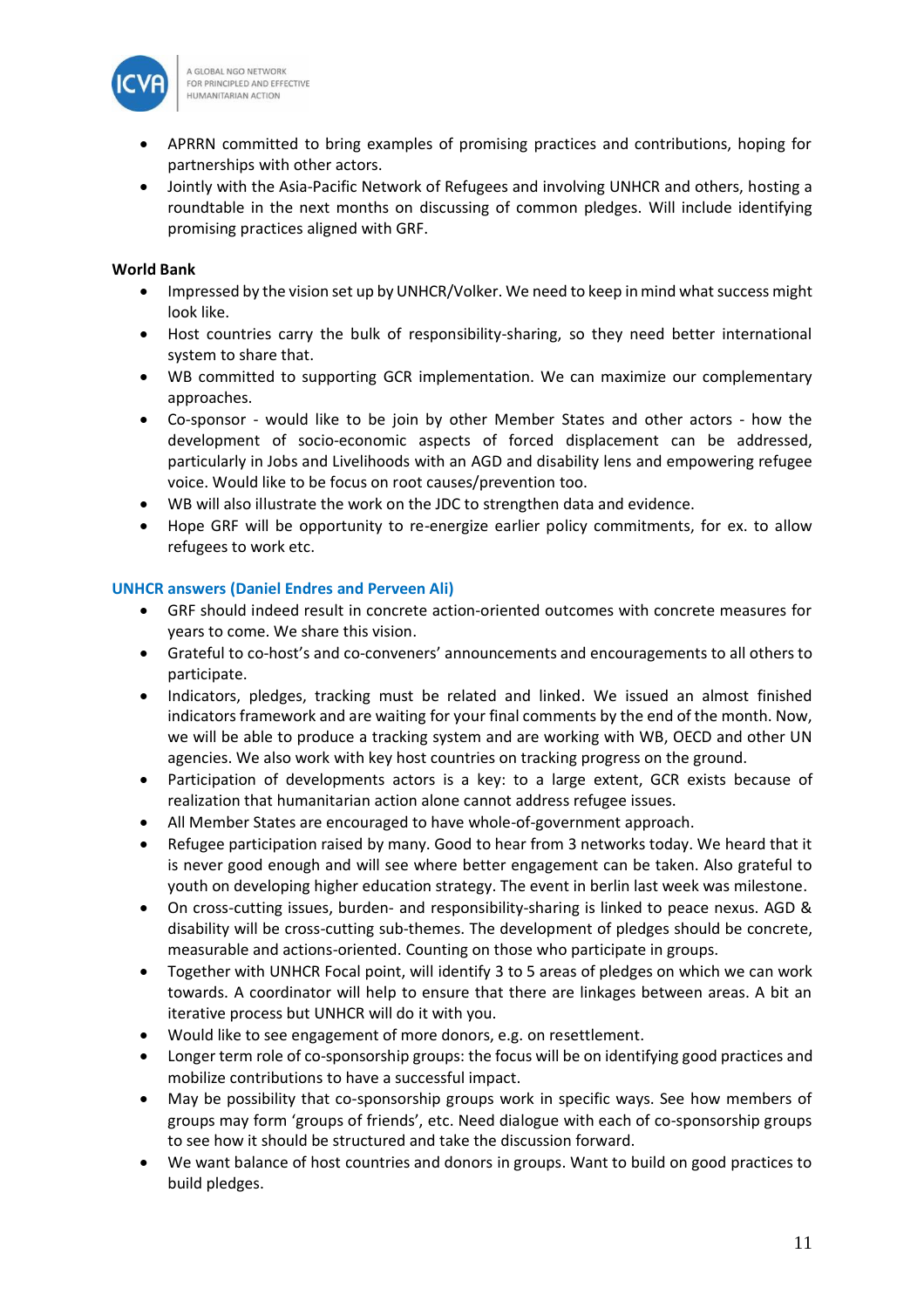- APRRN committed to bring examples of promising practices and contributions, hoping for partnerships with other actors.
- Jointly with the Asia-Pacific Network of Refugees and involving UNHCR and others, hosting a roundtable in the next months on discussing of common pledges. Will include identifying promising practices aligned with GRF.

**World Bank**

- Impressed by the vision set up by UNHCR/Volker. We need to keep in mind what success might look like.
- Host countries carry the bulk of responsibility-sharing, so they need better international system to share that.
- WB committed to supporting GCR implementation. We can maximize our complementary approaches.
- Co-sponsor - would like to be join by other Member States and other actors - how the development of socio-economic aspects of forced displacement can be addressed, particularly in Jobs and Livelihoods with an AGD and disability lens and empowering refugee voice. Would like to be focus on root causes/prevention too.
- WB will also illustrate the work on the JDC to strengthen data and evidence.
- Hope GRF will be opportunity to re-energize earlier policy commitments, for ex. to allow refugees to work etc.

**UNHCR answers (Daniel Endres and Perveen Ali)**

- GRF should indeed result in concrete action-oriented outcomes with concrete measures for years to come. We share this vision.
- Grateful to co-host's and co-conveners' announcements and encouragements to all others to participate.
- Indicators, pledges, tracking must be related and linked. We issued an almost finished indicators framework and are waiting for your final comments by the end of the month. Now, we will be able to produce a tracking system and are working with WB, OECD and other UN agencies. We also work with key host countries on tracking progress on the ground.
- Participation of developments actors is a key: to a large extent, GCR exists because of realization that humanitarian action alone cannot address refugee issues.
- All Member States are encouraged to have whole-of-government approach.
- Refugee participation raised by many. Good to hear from 3 networks today. We heard that it is never good enough and will see where better engagement can be taken. Also grateful to youth on developing higher education strategy. The event in berlin last week was milestone.
- On cross-cutting issues, burden- and responsibility-sharing is linked to peace nexus. AGD & disability will be cross-cutting sub-themes. The development of pledges should be concrete, measurable and actions-oriented. Counting on those who participate in groups.
- Together with UNHCR Focal point, will identify 3 to 5 areas of pledges on which we can work towards. A coordinator will help to ensure that there are linkages between areas. A bit an iterative process but UNHCR will do it with you.
- Would like to see engagement of more donors, e.g. on resettlement.
- Longer term role of co-sponsorship groups: the focus will be on identifying good practices and mobilize contributions to have a successful impact.
- May be possibility that co-sponsorship groups work in specific ways. See how members of groups may form 'groups of friends', etc. Need dialogue with each of co-sponsorship groups to see how it should be structured and take the discussion forward.
- We want balance of host countries and donors in groups. Want to build on good practices to build pledges.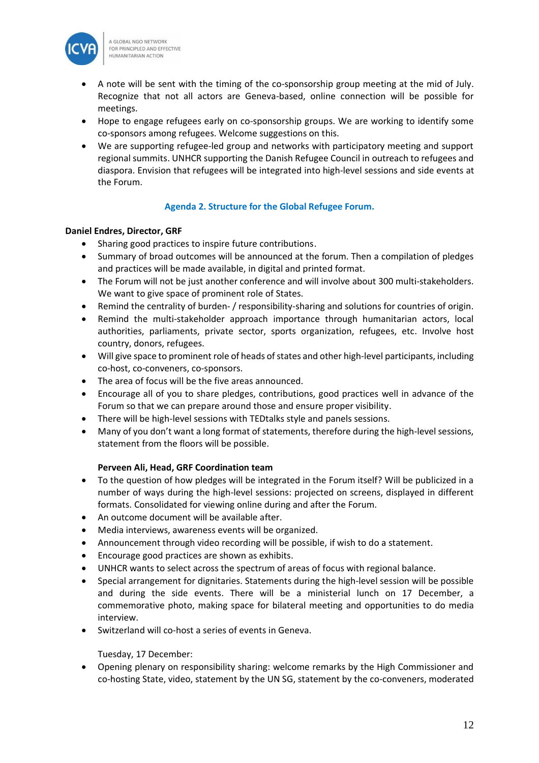- A note will be sent with the timing of the co-sponsorship group meeting at the mid of July. Recognize that not all actors are Geneva-based, online connection will be possible for meetings.
- Hope to engage refugees early on co-sponsorship groups. We are working to identify some co-sponsors among refugees. Welcome suggestions on this.
- We are supporting refugee-led group and networks with participatory meeting and support regional summits. UNHCR supporting the Danish Refugee Council in outreach to refugees and diaspora. Envision that refugees will be integrated into high-level sessions and side events at the Forum.

## Agenda 2. Structure for the Global Refugee Forum.

**Daniel Endres, Director, GRF**

- Sharing good practices to inspire future contributions.
- Summary of broad outcomes will be announced at the forum. Then a compilation of pledges and practices will be made available, in digital and printed format.
- The Forum will not be just another conference and will involve about 300 multi-stakeholders. We want to give space of prominent role of States.
- Remind the centrality of burden- / responsibility-sharing and solutions for countries of origin.
- Remind the multi-stakeholder approach importance through humanitarian actors, local authorities, parliaments, private sector, sports organization, refugees, etc. Involve host country, donors, refugees.
- Will give space to prominent role of heads of states and other high-level participants, including co-host, co-conveners, co-sponsors.
- The area of focus will be the five areas announced.
- Encourage all of you to share pledges, contributions, good practices well in advance of the Forum so that we can prepare around those and ensure proper visibility.
- There will be high-level sessions with TEDtalks style and panels sessions.
- Many of you don't want a long format of statements, therefore during the high-level sessions, statement from the floors will be possible.

**Perveen Ali, Head, GRF Coordination team**

- To the question of how pledges will be integrated in the Forum itself? Will be publicized in a number of ways during the high-level sessions: projected on screens, displayed in different formats. Consolidated for viewing online during and after the Forum.
- An outcome document will be available after.
- Media interviews, awareness events will be organized.
- Announcement through video recording will be possible, if wish to do a statement.
- Encourage good practices are shown as exhibits.
- UNHCR wants to select across the spectrum of areas of focus with regional balance.
- Special arrangement for dignitaries. Statements during the high-level session will be possible and during the side events. There will be a ministerial lunch on 17 December, a commemorative photo, making space for bilateral meeting and opportunities to do media interview.
- Switzerland will co-host a series of events in Geneva.

Tuesday, 17 December:

- Opening plenary on responsibility sharing: welcome remarks by the High Commissioner and co-hosting State, video, statement by the UN SG, statement by the co-conveners, moderated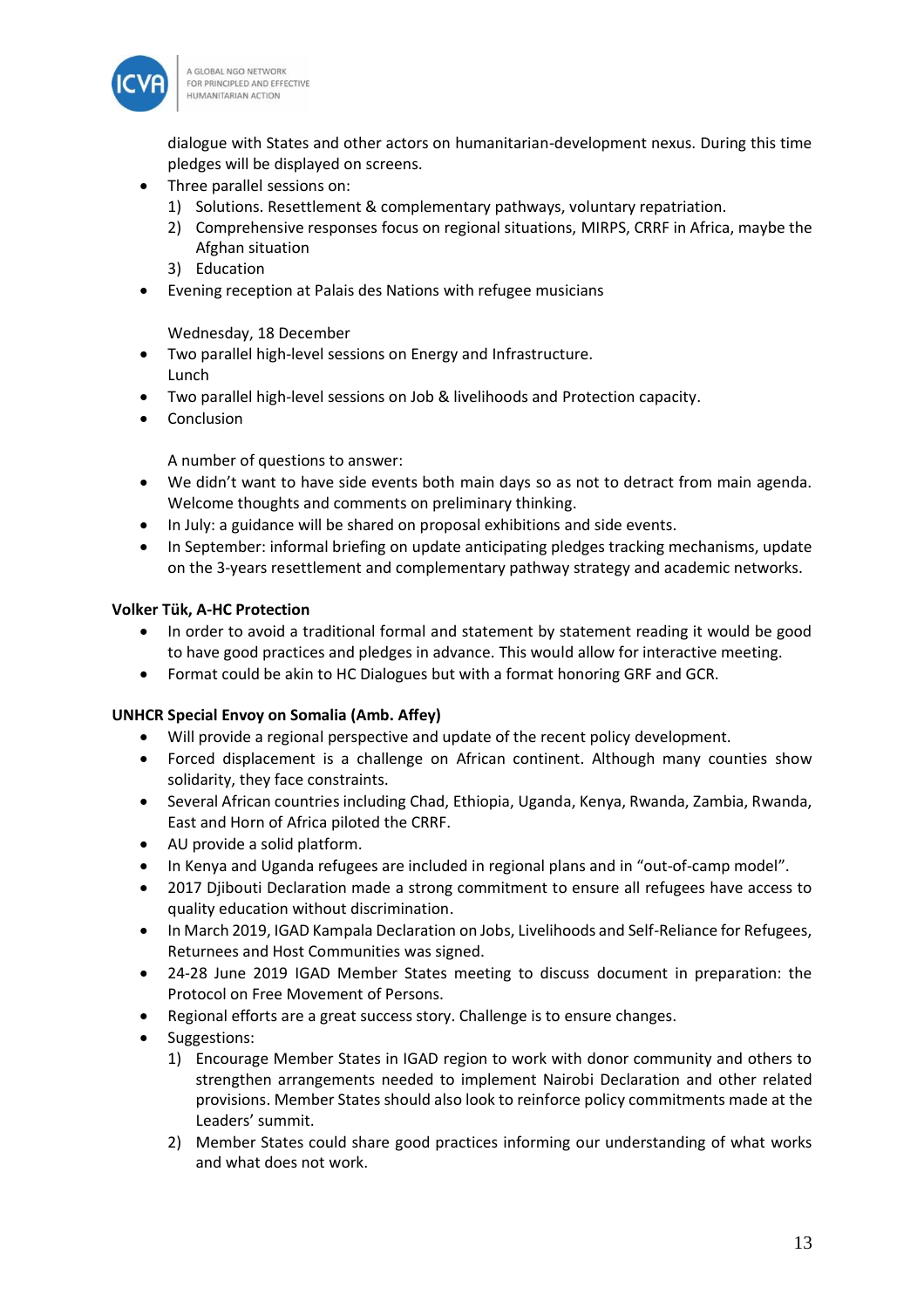dialogue with States and other actors on humanitarian-development nexus. During this time pledges will be displayed on screens.

- Three parallel sessions on:
  1) Solutions. Resettlement & complementary pathways, voluntary repatriation.
  2) Comprehensive responses focus on regional situations, MIRPS, CRRF in Africa, maybe the Afghan situation
  3) Education
- Evening reception at Palais des Nations with refugee musicians

Wednesday, 18 December

- Two parallel high-level sessions on Energy and Infrastructure.
  Lunch
- Two parallel high-level sessions on Job & livelihoods and Protection capacity.
- Conclusion

A number of questions to answer:

- We didn't want to have side events both main days so as not to detract from main agenda. Welcome thoughts and comments on preliminary thinking.
- In July: a guidance will be shared on proposal exhibitions and side events.
- In September: informal briefing on update anticipating pledges tracking mechanisms, update on the 3-years resettlement and complementary pathway strategy and academic networks.

**Volker Tük, A-HC Protection**

- In order to avoid a traditional formal and statement by statement reading it would be good to have good practices and pledges in advance. This would allow for interactive meeting.
- Format could be akin to HC Dialogues but with a format honoring GRF and GCR.

**UNHCR Special Envoy on Somalia (Amb. Affey)**

- Will provide a regional perspective and update of the recent policy development.
- Forced displacement is a challenge on African continent. Although many counties show solidarity, they face constraints.
- Several African countries including Chad, Ethiopia, Uganda, Kenya, Rwanda, Zambia, Rwanda, East and Horn of Africa piloted the CRRF.
- AU provide a solid platform.
- In Kenya and Uganda refugees are included in regional plans and in "out-of-camp model".
- 2017 Djibouti Declaration made a strong commitment to ensure all refugees have access to quality education without discrimination.
- In March 2019, IGAD Kampala Declaration on Jobs, Livelihoods and Self-Reliance for Refugees, Returnees and Host Communities was signed.
- 24-28 June 2019 IGAD Member States meeting to discuss document in preparation: the Protocol on Free Movement of Persons.
- Regional efforts are a great success story. Challenge is to ensure changes.
- Suggestions:
  1) Encourage Member States in IGAD region to work with donor community and others to strengthen arrangements needed to implement Nairobi Declaration and other related provisions. Member States should also look to reinforce policy commitments made at the Leaders' summit.
  2) Member States could share good practices informing our understanding of what works and what does not work.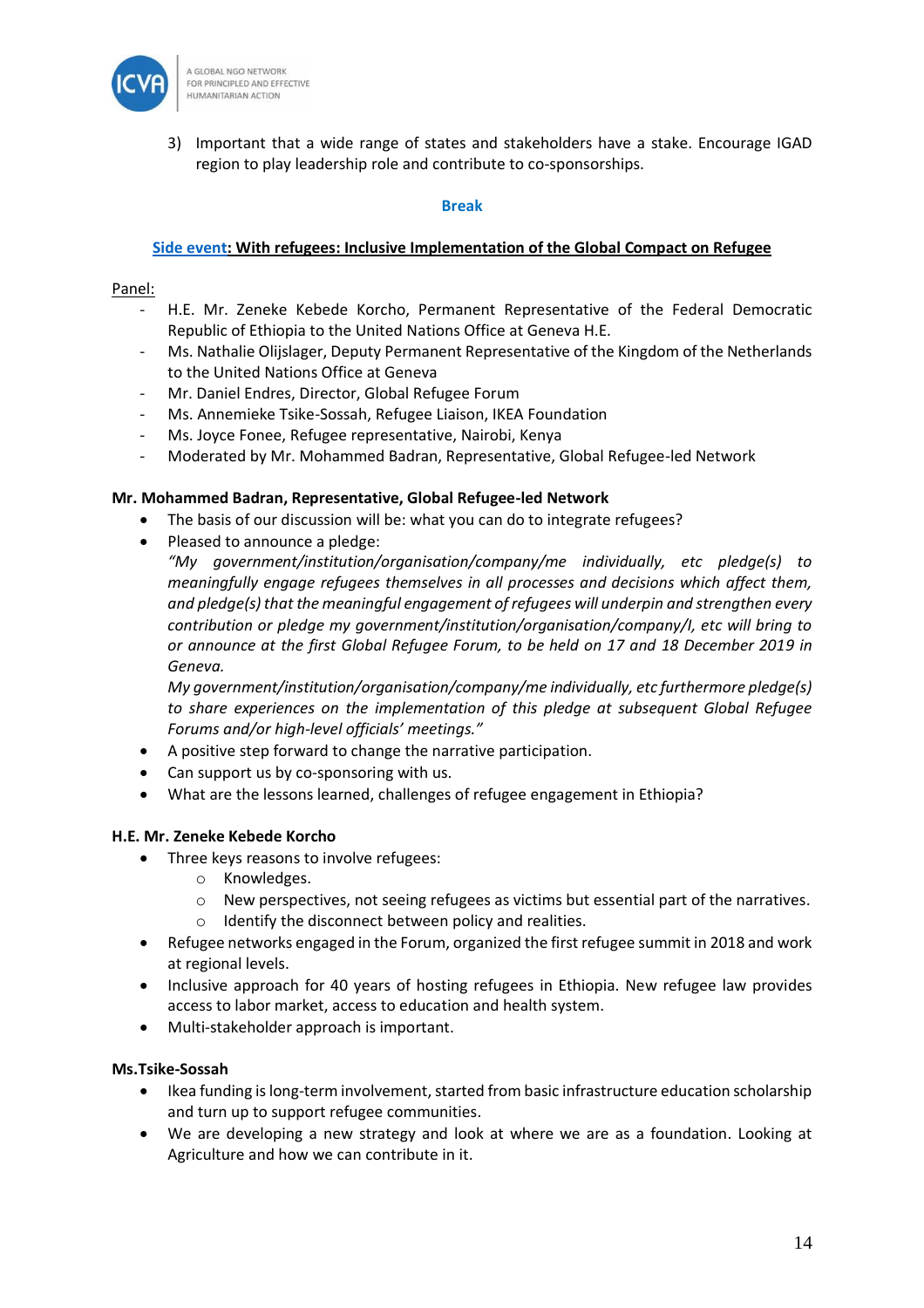3) Important that a wide range of states and stakeholders have a stake. Encourage IGAD region to play leadership role and contribute to co-sponsorships.

**Break**

**Side event: With refugees: Inclusive Implementation of the Global Compact on Refugee**

Panel:

- H.E. Mr. Zeneke Kebede Korcho, Permanent Representative of the Federal Democratic Republic of Ethiopia to the United Nations Office at Geneva H.E.
- Ms. Nathalie Olijslager, Deputy Permanent Representative of the Kingdom of the Netherlands to the United Nations Office at Geneva
- Mr. Daniel Endres, Director, Global Refugee Forum
- Ms. Annemieke Tsike-Sossah, Refugee Liaison, IKEA Foundation
- Ms. Joyce Fonee, Refugee representative, Nairobi, Kenya
- Moderated by Mr. Mohammed Badran, Representative, Global Refugee-led Network

**Mr. Mohammed Badran, Representative, Global Refugee-led Network**

- The basis of our discussion will be: what you can do to integrate refugees?
- Pleased to announce a pledge:
  *"My government/institution/organisation/company/me individually, etc pledge(s) to meaningfully engage refugees themselves in all processes and decisions which affect them, and pledge(s) that the meaningful engagement of refugees will underpin and strengthen every contribution or pledge my government/institution/organisation/company/I, etc will bring to or announce at the first Global Refugee Forum, to be held on 17 and 18 December 2019 in Geneva.*
  *My government/institution/organisation/company/me individually, etc furthermore pledge(s) to share experiences on the implementation of this pledge at subsequent Global Refugee Forums and/or high-level officials' meetings."*
- A positive step forward to change the narrative participation.
- Can support us by co-sponsoring with us.
- What are the lessons learned, challenges of refugee engagement in Ethiopia?

**H.E. Mr. Zeneke Kebede Korcho**

- Three keys reasons to involve refugees:
  - Knowledges.
  - New perspectives, not seeing refugees as victims but essential part of the narratives.
  - Identify the disconnect between policy and realities.
- Refugee networks engaged in the Forum, organized the first refugee summit in 2018 and work at regional levels.
- Inclusive approach for 40 years of hosting refugees in Ethiopia. New refugee law provides access to labor market, access to education and health system.
- Multi-stakeholder approach is important.

**Ms.Tsike-Sossah**

- Ikea funding is long-term involvement, started from basic infrastructure education scholarship and turn up to support refugee communities.
- We are developing a new strategy and look at where we are as a foundation. Looking at Agriculture and how we can contribute in it.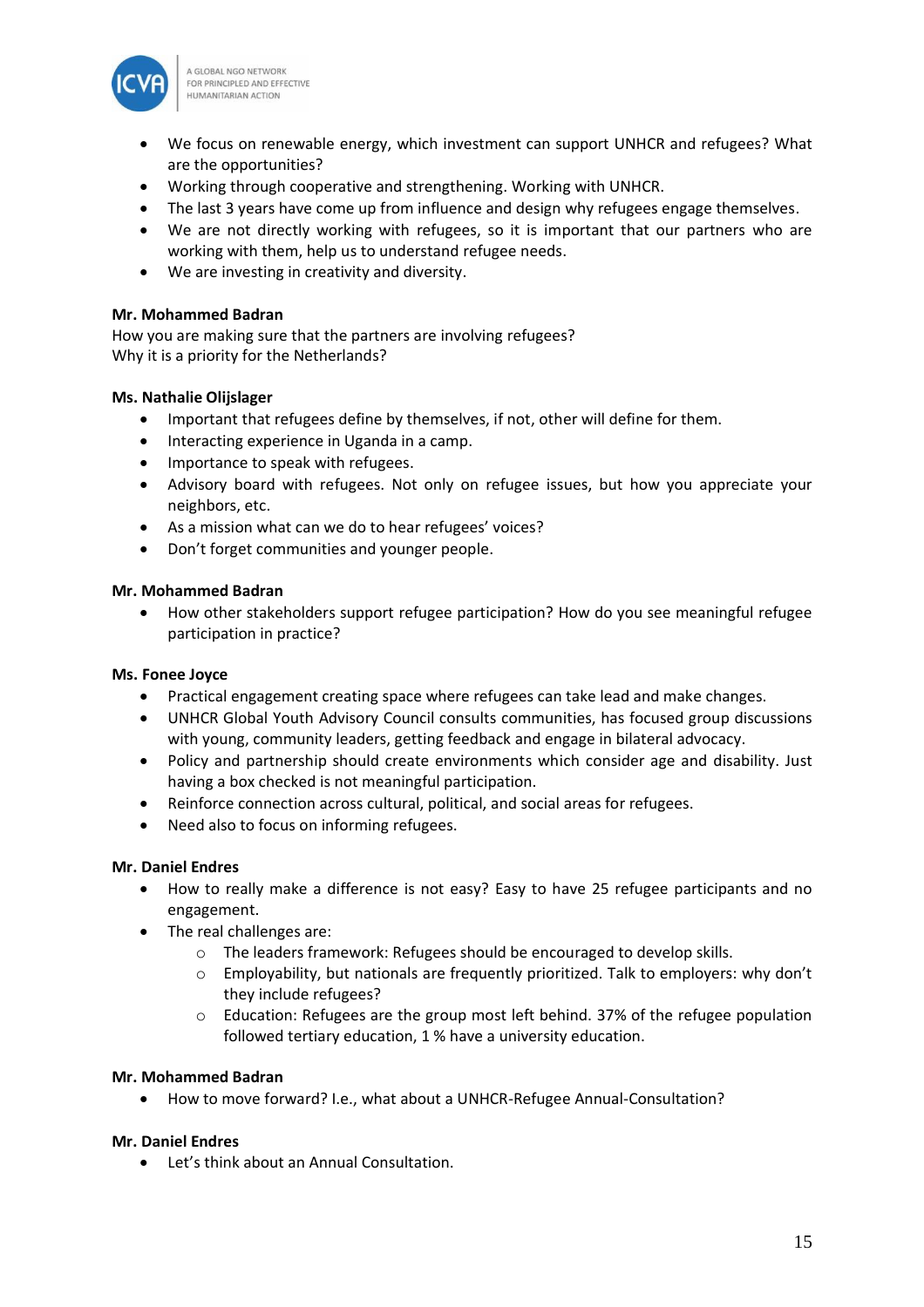- We focus on renewable energy, which investment can support UNHCR and refugees? What are the opportunities?
- Working through cooperative and strengthening. Working with UNHCR.
- The last 3 years have come up from influence and design why refugees engage themselves.
- We are not directly working with refugees, so it is important that our partners who are working with them, help us to understand refugee needs.
- We are investing in creativity and diversity.

**Mr. Mohammed Badran**

How you are making sure that the partners are involving refugees?
Why it is a priority for the Netherlands?

**Ms. Nathalie Olijslager**

- Important that refugees define by themselves, if not, other will define for them.
- Interacting experience in Uganda in a camp.
- Importance to speak with refugees.
- Advisory board with refugees. Not only on refugee issues, but how you appreciate your neighbors, etc.
- As a mission what can we do to hear refugees' voices?
- Don't forget communities and younger people.

**Mr. Mohammed Badran**

- How other stakeholders support refugee participation? How do you see meaningful refugee participation in practice?

**Ms. Fonee Joyce**

- Practical engagement creating space where refugees can take lead and make changes.
- UNHCR Global Youth Advisory Council consults communities, has focused group discussions with young, community leaders, getting feedback and engage in bilateral advocacy.
- Policy and partnership should create environments which consider age and disability. Just having a box checked is not meaningful participation.
- Reinforce connection across cultural, political, and social areas for refugees.
- Need also to focus on informing refugees.

**Mr. Daniel Endres**

- How to really make a difference is not easy? Easy to have 25 refugee participants and no engagement.
- The real challenges are:
  - The leaders framework: Refugees should be encouraged to develop skills.
  - Employability, but nationals are frequently prioritized. Talk to employers: why don't they include refugees?
  - Education: Refugees are the group most left behind. 37% of the refugee population followed tertiary education, 1 % have a university education.

**Mr. Mohammed Badran**

- How to move forward? I.e., what about a UNHCR-Refugee Annual-Consultation?

**Mr. Daniel Endres**

- Let's think about an Annual Consultation.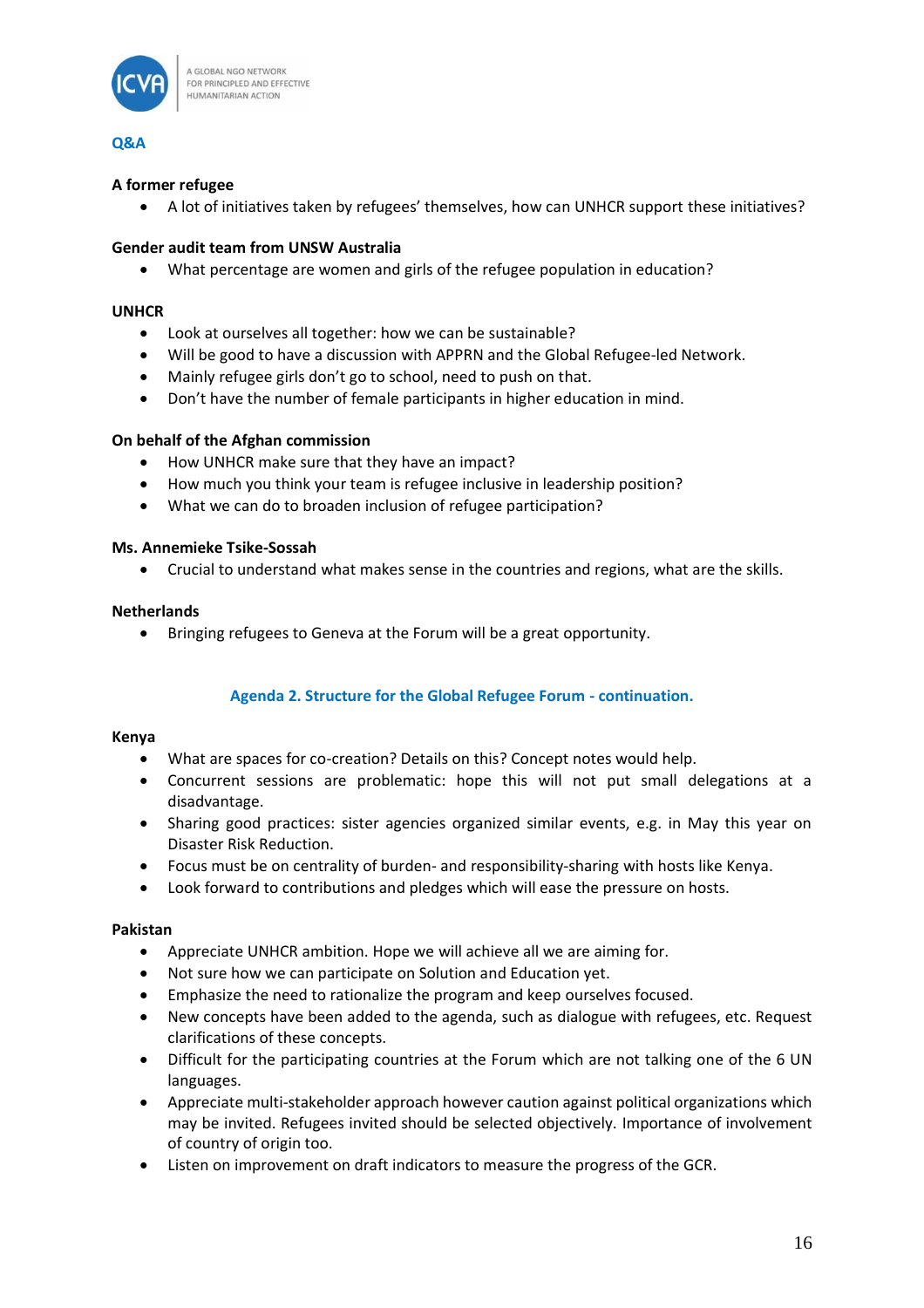## Q&A

**A former refugee**

- A lot of initiatives taken by refugees' themselves, how can UNHCR support these initiatives?

**Gender audit team from UNSW Australia**

- What percentage are women and girls of the refugee population in education?

**UNHCR**

- Look at ourselves all together: how we can be sustainable?
- Will be good to have a discussion with APPRN and the Global Refugee-led Network.
- Mainly refugee girls don't go to school, need to push on that.
- Don't have the number of female participants in higher education in mind.

**On behalf of the Afghan commission**

- How UNHCR make sure that they have an impact?
- How much you think your team is refugee inclusive in leadership position?
- What we can do to broaden inclusion of refugee participation?

**Ms. Annemieke Tsike-Sossah**

- Crucial to understand what makes sense in the countries and regions, what are the skills.

**Netherlands**

- Bringing refugees to Geneva at the Forum will be a great opportunity.

## Agenda 2. Structure for the Global Refugee Forum - continuation.

**Kenya**

- What are spaces for co-creation? Details on this? Concept notes would help.
- Concurrent sessions are problematic: hope this will not put small delegations at a disadvantage.
- Sharing good practices: sister agencies organized similar events, e.g. in May this year on Disaster Risk Reduction.
- Focus must be on centrality of burden- and responsibility-sharing with hosts like Kenya.
- Look forward to contributions and pledges which will ease the pressure on hosts.

**Pakistan**

- Appreciate UNHCR ambition. Hope we will achieve all we are aiming for.
- Not sure how we can participate on Solution and Education yet.
- Emphasize the need to rationalize the program and keep ourselves focused.
- New concepts have been added to the agenda, such as dialogue with refugees, etc. Request clarifications of these concepts.
- Difficult for the participating countries at the Forum which are not talking one of the 6 UN languages.
- Appreciate multi-stakeholder approach however caution against political organizations which may be invited. Refugees invited should be selected objectively. Importance of involvement of country of origin too.
- Listen on improvement on draft indicators to measure the progress of the GCR.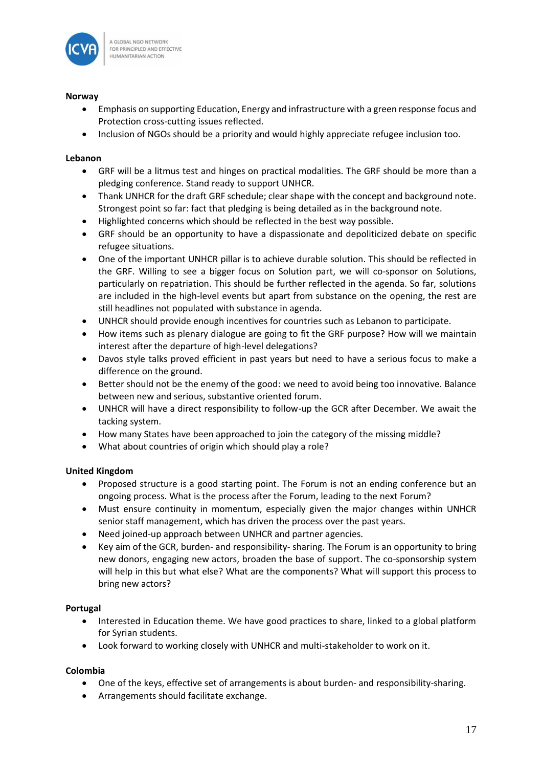**Norway**

- Emphasis on supporting Education, Energy and infrastructure with a green response focus and Protection cross-cutting issues reflected.
- Inclusion of NGOs should be a priority and would highly appreciate refugee inclusion too.

**Lebanon**

- GRF will be a litmus test and hinges on practical modalities. The GRF should be more than a pledging conference. Stand ready to support UNHCR.
- Thank UNHCR for the draft GRF schedule; clear shape with the concept and background note. Strongest point so far: fact that pledging is being detailed as in the background note.
- Highlighted concerns which should be reflected in the best way possible.
- GRF should be an opportunity to have a dispassionate and depoliticized debate on specific refugee situations.
- One of the important UNHCR pillar is to achieve durable solution. This should be reflected in the GRF. Willing to see a bigger focus on Solution part, we will co-sponsor on Solutions, particularly on repatriation. This should be further reflected in the agenda. So far, solutions are included in the high-level events but apart from substance on the opening, the rest are still headlines not populated with substance in agenda.
- UNHCR should provide enough incentives for countries such as Lebanon to participate.
- How items such as plenary dialogue are going to fit the GRF purpose? How will we maintain interest after the departure of high-level delegations?
- Davos style talks proved efficient in past years but need to have a serious focus to make a difference on the ground.
- Better should not be the enemy of the good: we need to avoid being too innovative. Balance between new and serious, substantive oriented forum.
- UNHCR will have a direct responsibility to follow-up the GCR after December. We await the tacking system.
- How many States have been approached to join the category of the missing middle?
- What about countries of origin which should play a role?

**United Kingdom**

- Proposed structure is a good starting point. The Forum is not an ending conference but an ongoing process. What is the process after the Forum, leading to the next Forum?
- Must ensure continuity in momentum, especially given the major changes within UNHCR senior staff management, which has driven the process over the past years.
- Need joined-up approach between UNHCR and partner agencies.
- Key aim of the GCR, burden- and responsibility- sharing. The Forum is an opportunity to bring new donors, engaging new actors, broaden the base of support. The co-sponsorship system will help in this but what else? What are the components? What will support this process to bring new actors?

**Portugal**

- Interested in Education theme. We have good practices to share, linked to a global platform for Syrian students.
- Look forward to working closely with UNHCR and multi-stakeholder to work on it.

**Colombia**

- One of the keys, effective set of arrangements is about burden- and responsibility-sharing.
- Arrangements should facilitate exchange.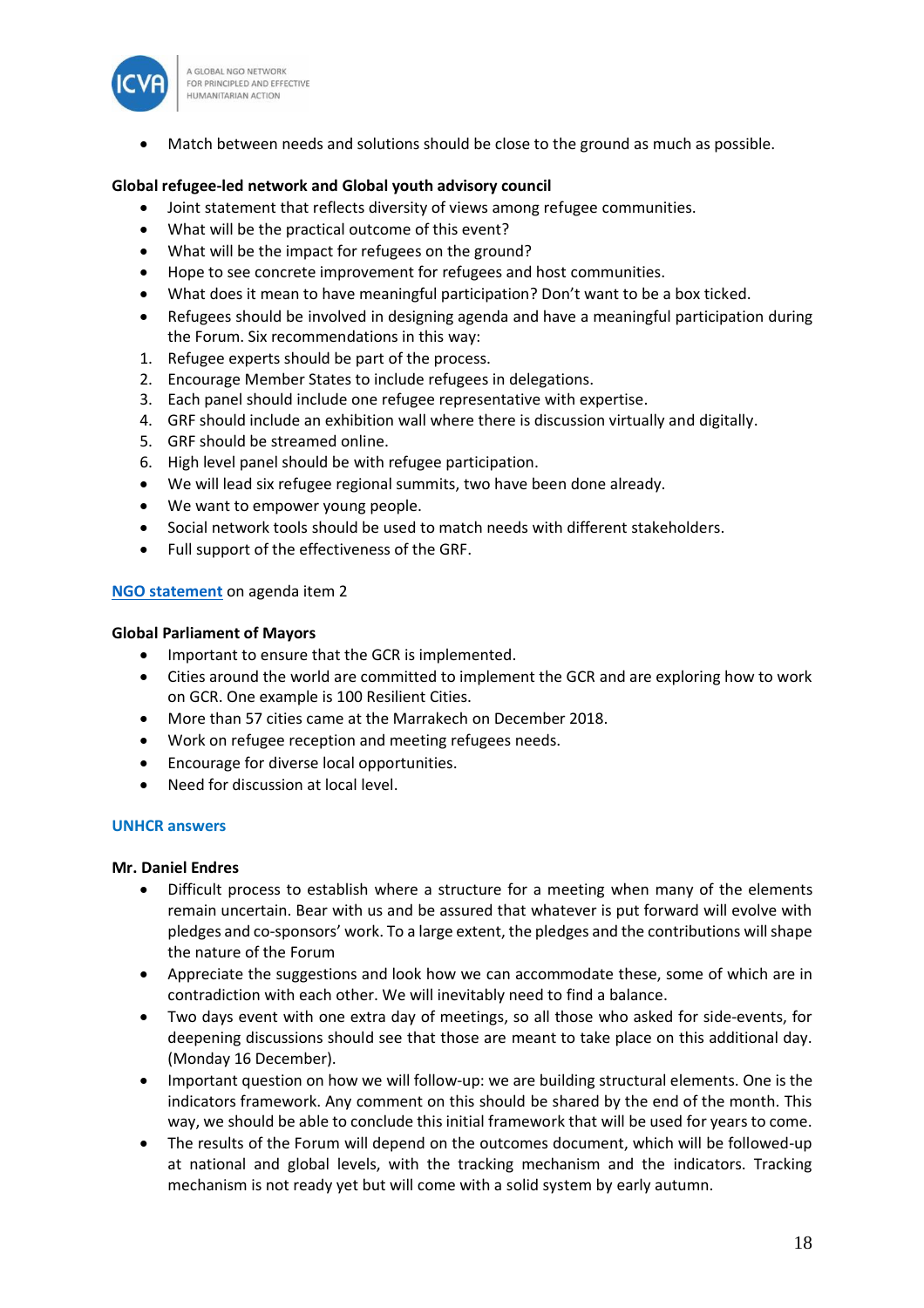- Match between needs and solutions should be close to the ground as much as possible.

**Global refugee-led network and Global youth advisory council**

- Joint statement that reflects diversity of views among refugee communities.
- What will be the practical outcome of this event?
- What will be the impact for refugees on the ground?
- Hope to see concrete improvement for refugees and host communities.
- What does it mean to have meaningful participation? Don't want to be a box ticked.
- Refugees should be involved in designing agenda and have a meaningful participation during the Forum. Six recommendations in this way:

1. Refugee experts should be part of the process.
2. Encourage Member States to include refugees in delegations.
3. Each panel should include one refugee representative with expertise.
4. GRF should include an exhibition wall where there is discussion virtually and digitally.
5. GRF should be streamed online.
6. High level panel should be with refugee participation.

- We will lead six refugee regional summits, two have been done already.
- We want to empower young people.
- Social network tools should be used to match needs with different stakeholders.
- Full support of the effectiveness of the GRF.

**NGO statement** on agenda item 2

**Global Parliament of Mayors**

- Important to ensure that the GCR is implemented.
- Cities around the world are committed to implement the GCR and are exploring how to work on GCR. One example is 100 Resilient Cities.
- More than 57 cities came at the Marrakech on December 2018.
- Work on refugee reception and meeting refugees needs.
- Encourage for diverse local opportunities.
- Need for discussion at local level.

**UNHCR answers**

**Mr. Daniel Endres**

- Difficult process to establish where a structure for a meeting when many of the elements remain uncertain. Bear with us and be assured that whatever is put forward will evolve with pledges and co-sponsors' work. To a large extent, the pledges and the contributions will shape the nature of the Forum
- Appreciate the suggestions and look how we can accommodate these, some of which are in contradiction with each other. We will inevitably need to find a balance.
- Two days event with one extra day of meetings, so all those who asked for side-events, for deepening discussions should see that those are meant to take place on this additional day. (Monday 16 December).
- Important question on how we will follow-up: we are building structural elements. One is the indicators framework. Any comment on this should be shared by the end of the month. This way, we should be able to conclude this initial framework that will be used for years to come.
- The results of the Forum will depend on the outcomes document, which will be followed-up at national and global levels, with the tracking mechanism and the indicators. Tracking mechanism is not ready yet but will come with a solid system by early autumn.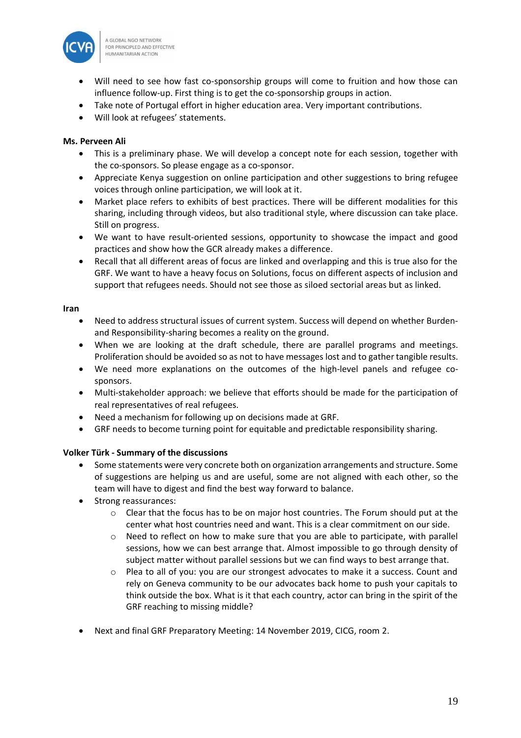- Will need to see how fast co-sponsorship groups will come to fruition and how those can influence follow-up. First thing is to get the co-sponsorship groups in action.
- Take note of Portugal effort in higher education area. Very important contributions.
- Will look at refugees' statements.

**Ms. Perveen Ali**

- This is a preliminary phase. We will develop a concept note for each session, together with the co-sponsors. So please engage as a co-sponsor.
- Appreciate Kenya suggestion on online participation and other suggestions to bring refugee voices through online participation, we will look at it.
- Market place refers to exhibits of best practices. There will be different modalities for this sharing, including through videos, but also traditional style, where discussion can take place. Still on progress.
- We want to have result-oriented sessions, opportunity to showcase the impact and good practices and show how the GCR already makes a difference.
- Recall that all different areas of focus are linked and overlapping and this is true also for the GRF. We want to have a heavy focus on Solutions, focus on different aspects of inclusion and support that refugees needs. Should not see those as siloed sectorial areas but as linked.

**Iran**

- Need to address structural issues of current system. Success will depend on whether Burden- and Responsibility-sharing becomes a reality on the ground.
- When we are looking at the draft schedule, there are parallel programs and meetings. Proliferation should be avoided so as not to have messages lost and to gather tangible results.
- We need more explanations on the outcomes of the high-level panels and refugee co-sponsors.
- Multi-stakeholder approach: we believe that efforts should be made for the participation of real representatives of real refugees.
- Need a mechanism for following up on decisions made at GRF.
- GRF needs to become turning point for equitable and predictable responsibility sharing.

**Volker Türk - Summary of the discussions**

- Some statements were very concrete both on organization arrangements and structure. Some of suggestions are helping us and are useful, some are not aligned with each other, so the team will have to digest and find the best way forward to balance.
- Strong reassurances:
  - Clear that the focus has to be on major host countries. The Forum should put at the center what host countries need and want. This is a clear commitment on our side.
  - Need to reflect on how to make sure that you are able to participate, with parallel sessions, how we can best arrange that. Almost impossible to go through density of subject matter without parallel sessions but we can find ways to best arrange that.
  - Plea to all of you: you are our strongest advocates to make it a success. Count and rely on Geneva community to be our advocates back home to push your capitals to think outside the box. What is it that each country, actor can bring in the spirit of the GRF reaching to missing middle?

- Next and final GRF Preparatory Meeting: 14 November 2019, CICG, room 2.